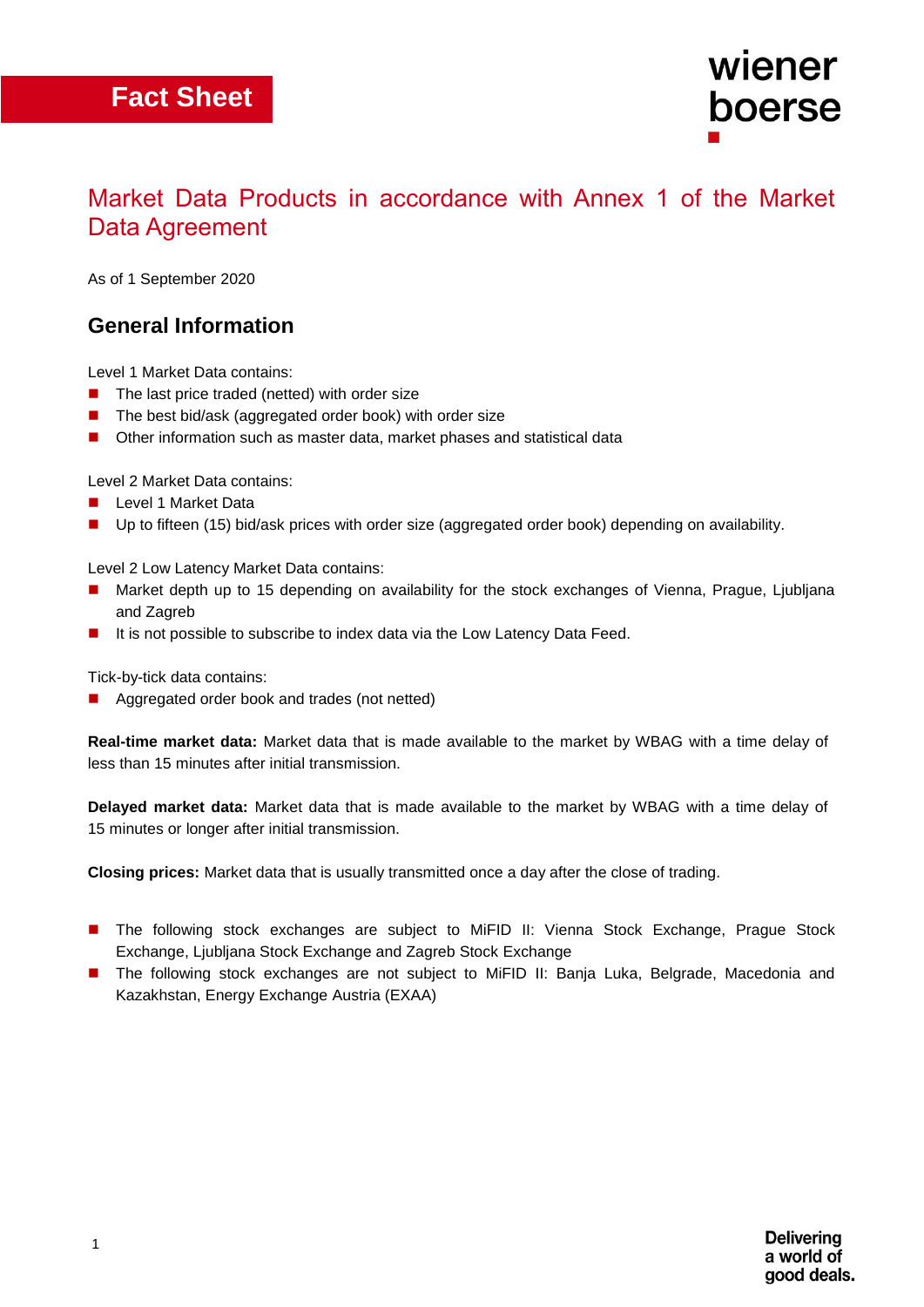Fact Sheet

# Market Data Products in accordance with Annex 1 of the Market Data Agreement

As of 1 September 2020

## General Information

Level 1 Market Data contains:

- The last price traded (netted) with order size
- The best bid/ask (aggregated order book) with order size
- Other information such as master data, market phases and statistical data

Level 2 Market Data contains:

- Level 1 Market Data
- Up to fifteen (15) bid/ask prices with order size (aggregated order book) depending on availability.

Level 2 Low Latency Market Data contains:

- Market depth up to 15 depending on availability for the stock exchanges of Vienna, Prague, Ljubljana and Zagreb
- It is not possible to subscribe to index data via the Low Latency Data Feed.

Tick-by-tick data contains:

- Aggregated order book and trades (not netted)

**Real-time market data:** Market data that is made available to the market by WBAG with a time delay of less than 15 minutes after initial transmission.

**Delayed market data:** Market data that is made available to the market by WBAG with a time delay of 15 minutes or longer after initial transmission.

**Closing prices:** Market data that is usually transmitted once a day after the close of trading.

- The following stock exchanges are subject to MiFID II: Vienna Stock Exchange, Prague Stock Exchange, Ljubljana Stock Exchange and Zagreb Stock Exchange
- The following stock exchanges are not subject to MiFID II: Banja Luka, Belgrade, Macedonia and Kazakhstan, Energy Exchange Austria (EXAA)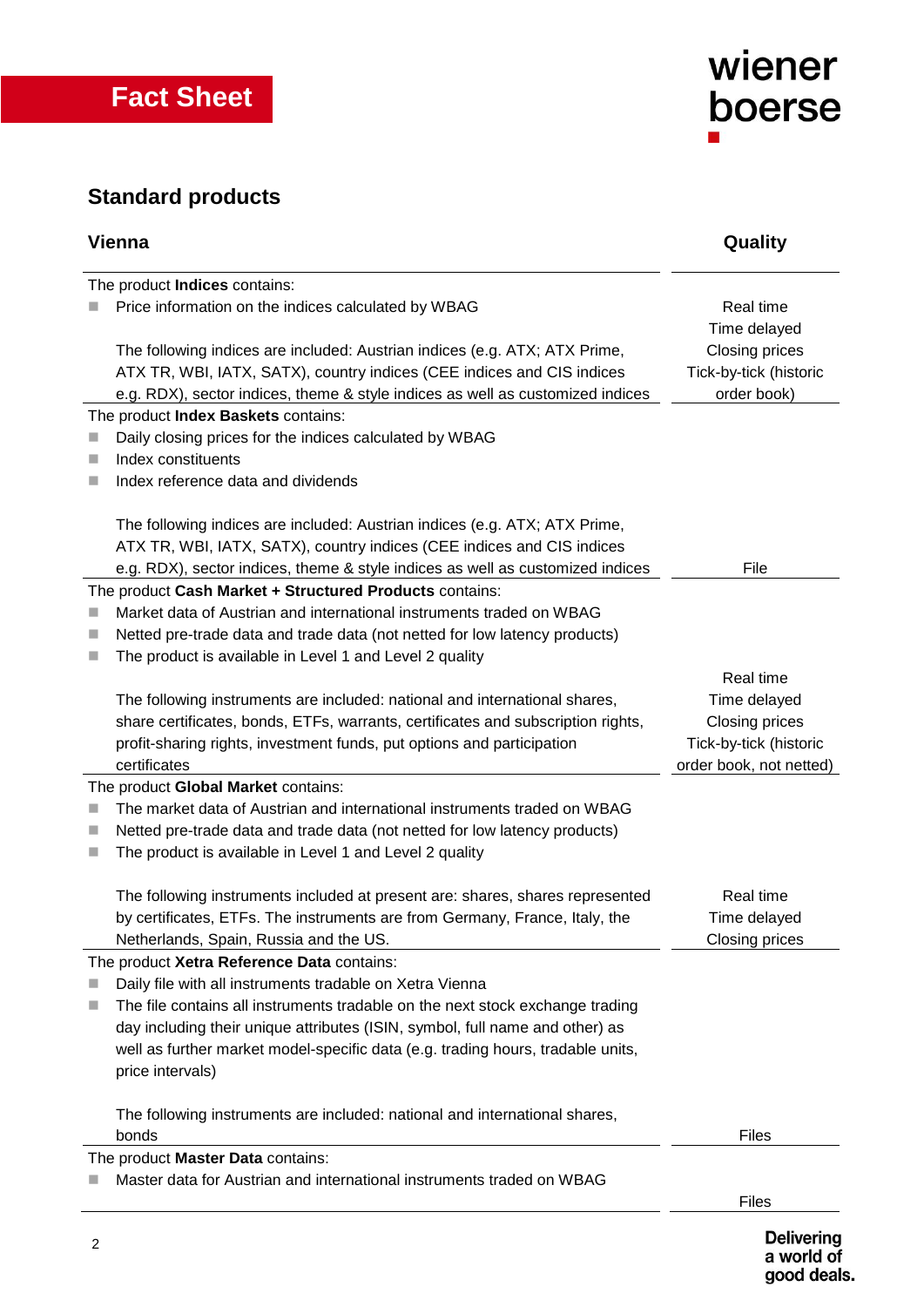Fact Sheet

## Standard products

| Vienna | Quality |
|---|---|
| The product **Indices** contains:<br>■ Price information on the indices calculated by WBAG<br><br>The following indices are included: Austrian indices (e.g. ATX; ATX Prime, ATX TR, WBI, IATX, SATX), country indices (CEE indices and CIS indices e.g. RDX), sector indices, theme & style indices as well as customized indices | Real time<br>Time delayed<br>Closing prices<br>Tick-by-tick (historic order book) |
| The product **Index Baskets** contains:<br>■ Daily closing prices for the indices calculated by WBAG<br>■ Index constituents<br>■ Index reference data and dividends<br><br>The following indices are included: Austrian indices (e.g. ATX; ATX Prime, ATX TR, WBI, IATX, SATX), country indices (CEE indices and CIS indices e.g. RDX), sector indices, theme & style indices as well as customized indices | File |
| The product **Cash Market + Structured Products** contains:<br>■ Market data of Austrian and international instruments traded on WBAG<br>■ Netted pre-trade data and trade data (not netted for low latency products)<br>■ The product is available in Level 1 and Level 2 quality<br><br>The following instruments are included: national and international shares, share certificates, bonds, ETFs, warrants, certificates and subscription rights, profit-sharing rights, investment funds, put options and participation certificates | Real time<br>Time delayed<br>Closing prices<br>Tick-by-tick (historic order book, not netted) |
| The product **Global Market** contains:<br>■ The market data of Austrian and international instruments traded on WBAG<br>■ Netted pre-trade data and trade data (not netted for low latency products)<br>■ The product is available in Level 1 and Level 2 quality<br><br>The following instruments included at present are: shares, shares represented by certificates, ETFs. The instruments are from Germany, France, Italy, the Netherlands, Spain, Russia and the US. | Real time<br>Time delayed<br>Closing prices |
| The product **Xetra Reference Data** contains:<br>■ Daily file with all instruments tradable on Xetra Vienna<br>■ The file contains all instruments tradable on the next stock exchange trading day including their unique attributes (ISIN, symbol, full name and other) as well as further market model-specific data (e.g. trading hours, tradable units, price intervals)<br><br>The following instruments are included: national and international shares, bonds | Files |
| The product **Master Data** contains:<br>■ Master data for Austrian and international instruments traded on WBAG | Files |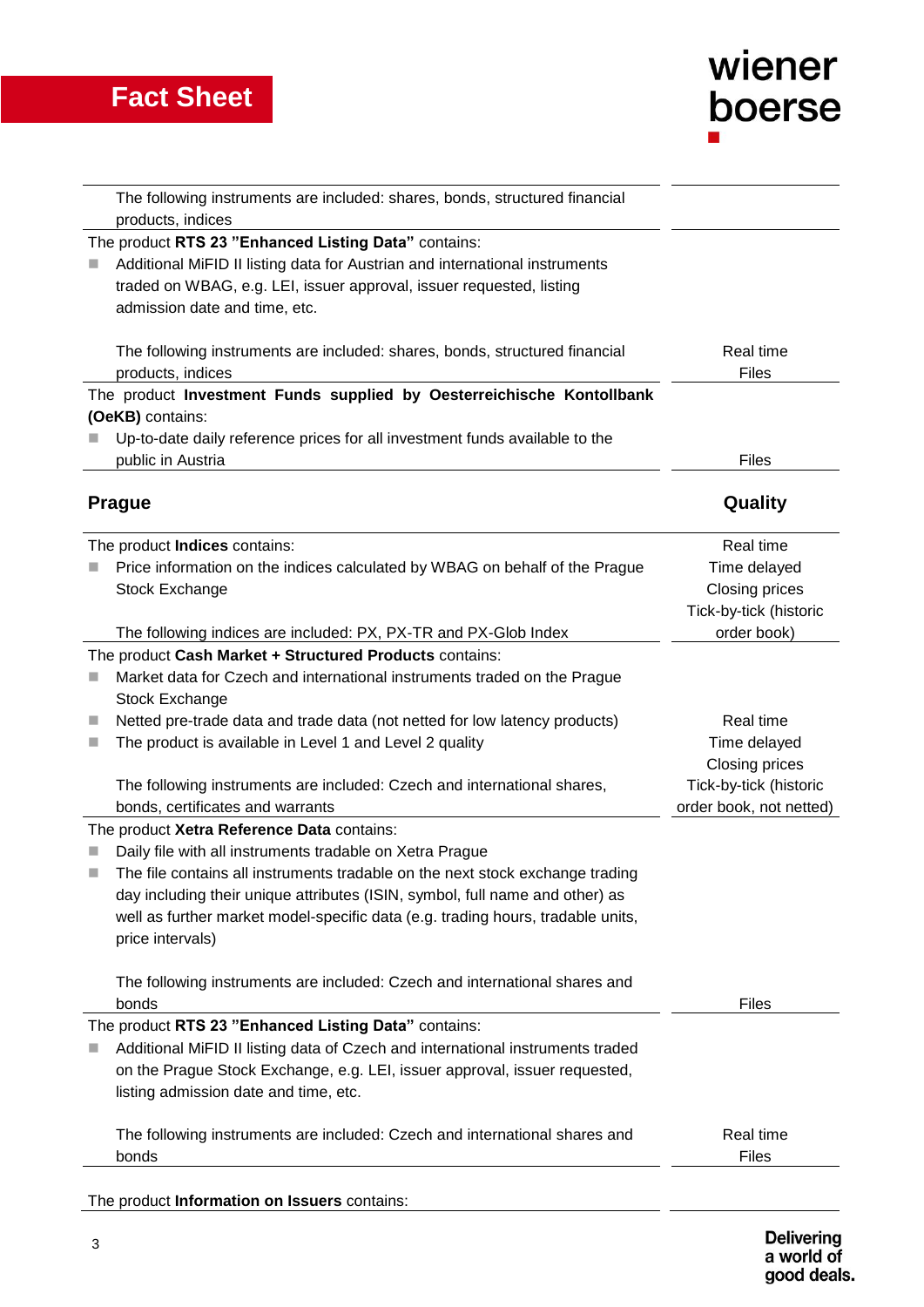| | |
|---|---|
| The following instruments are included: shares, bonds, structured financial products, indices | |
| The product **RTS 23 "Enhanced Listing Data"** contains:<br>■ Additional MiFID II listing data for Austrian and international instruments traded on WBAG, e.g. LEI, issuer approval, issuer requested, listing admission date and time, etc.<br><br>The following instruments are included: shares, bonds, structured financial products, indices | Real time<br>Files |
| The product **Investment Funds supplied by Oesterreichische Kontollbank (OeKB)** contains:<br>■ Up-to-date daily reference prices for all investment funds available to the public in Austria | Files |

| **Prague** | **Quality** |
|---|---|
| The product **Indices** contains:<br>■ Price information on the indices calculated by WBAG on behalf of the Prague Stock Exchange<br><br>The following indices are included: PX, PX-TR and PX-Glob Index | Real time<br>Time delayed<br>Closing prices<br>Tick-by-tick (historic order book) |
| The product **Cash Market + Structured Products** contains:<br>■ Market data for Czech and international instruments traded on the Prague Stock Exchange<br>■ Netted pre-trade data and trade data (not netted for low latency products)<br>■ The product is available in Level 1 and Level 2 quality<br><br>The following instruments are included: Czech and international shares, bonds, certificates and warrants | Real time<br>Time delayed<br>Closing prices<br>Tick-by-tick (historic order book, not netted) |
| The product **Xetra Reference Data** contains:<br>■ Daily file with all instruments tradable on Xetra Prague<br>■ The file contains all instruments tradable on the next stock exchange trading day including their unique attributes (ISIN, symbol, full name and other) as well as further market model-specific data (e.g. trading hours, tradable units, price intervals)<br><br>The following instruments are included: Czech and international shares and bonds | Files |
| The product **RTS 23 "Enhanced Listing Data"** contains:<br>■ Additional MiFID II listing data of Czech and international instruments traded on the Prague Stock Exchange, e.g. LEI, issuer approval, issuer requested, listing admission date and time, etc.<br><br>The following instruments are included: Czech and international shares and bonds | Real time<br>Files |
| The product **Information on Issuers** contains: | |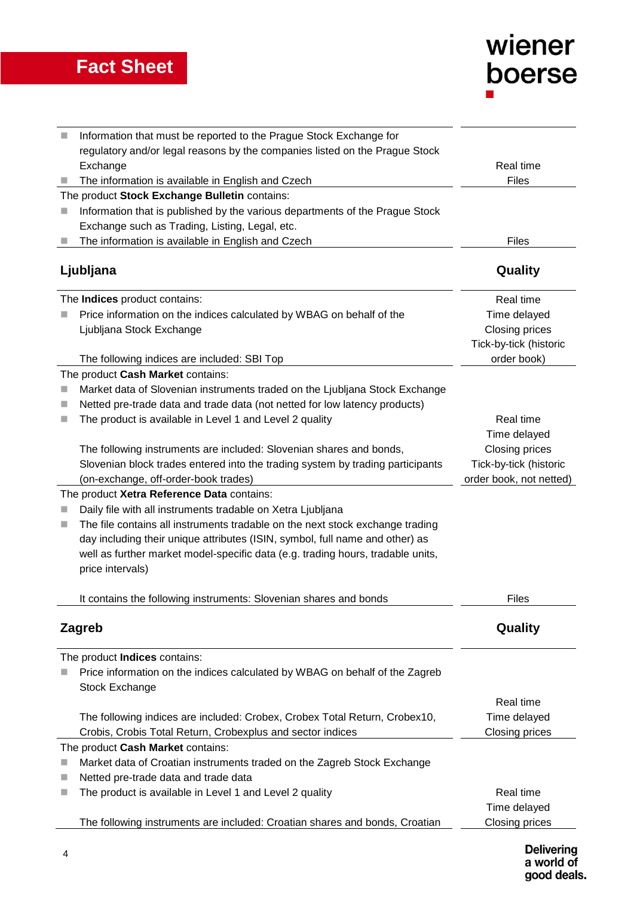| | |
|---|---|
| ■ Information that must be reported to the Prague Stock Exchange for regulatory and/or legal reasons by the companies listed on the Prague Stock Exchange<br>■ The information is available in English and Czech | Real time<br>Files |
| The product **Stock Exchange Bulletin** contains:<br>■ Information that is published by the various departments of the Prague Stock Exchange such as Trading, Listing, Legal, etc.<br>■ The information is available in English and Czech | Files |

| **Ljubljana** | **Quality** |
|---|---|
| The **Indices** product contains:<br>■ Price information on the indices calculated by WBAG on behalf of the Ljubljana Stock Exchange<br><br>The following indices are included: SBI Top | Real time<br>Time delayed<br>Closing prices<br>Tick-by-tick (historic order book) |
| The product **Cash Market** contains:<br>■ Market data of Slovenian instruments traded on the Ljubljana Stock Exchange<br>■ Netted pre-trade data and trade data (not netted for low latency products)<br>■ The product is available in Level 1 and Level 2 quality<br><br>The following instruments are included: Slovenian shares and bonds, Slovenian block trades entered into the trading system by trading participants (on-exchange, off-order-book trades) | Real time<br>Time delayed<br>Closing prices<br>Tick-by-tick (historic order book, not netted) |
| The product **Xetra Reference Data** contains:<br>■ Daily file with all instruments tradable on Xetra Ljubljana<br>■ The file contains all instruments tradable on the next stock exchange trading day including their unique attributes (ISIN, symbol, full name and other) as well as further market model-specific data (e.g. trading hours, tradable units, price intervals)<br><br>It contains the following instruments: Slovenian shares and bonds | Files |

| **Zagreb** | **Quality** |
|---|---|
| The product **Indices** contains:<br>■ Price information on the indices calculated by WBAG on behalf of the Zagreb Stock Exchange<br><br>The following indices are included: Crobex, Crobex Total Return, Crobex10, Crobis, Crobis Total Return, Crobexplus and sector indices | Real time<br>Time delayed<br>Closing prices |
| The product **Cash Market** contains:<br>■ Market data of Croatian instruments traded on the Zagreb Stock Exchange<br>■ Netted pre-trade data and trade data<br>■ The product is available in Level 1 and Level 2 quality<br><br>The following instruments are included: Croatian shares and bonds, Croatian | Real time<br>Time delayed<br>Closing prices |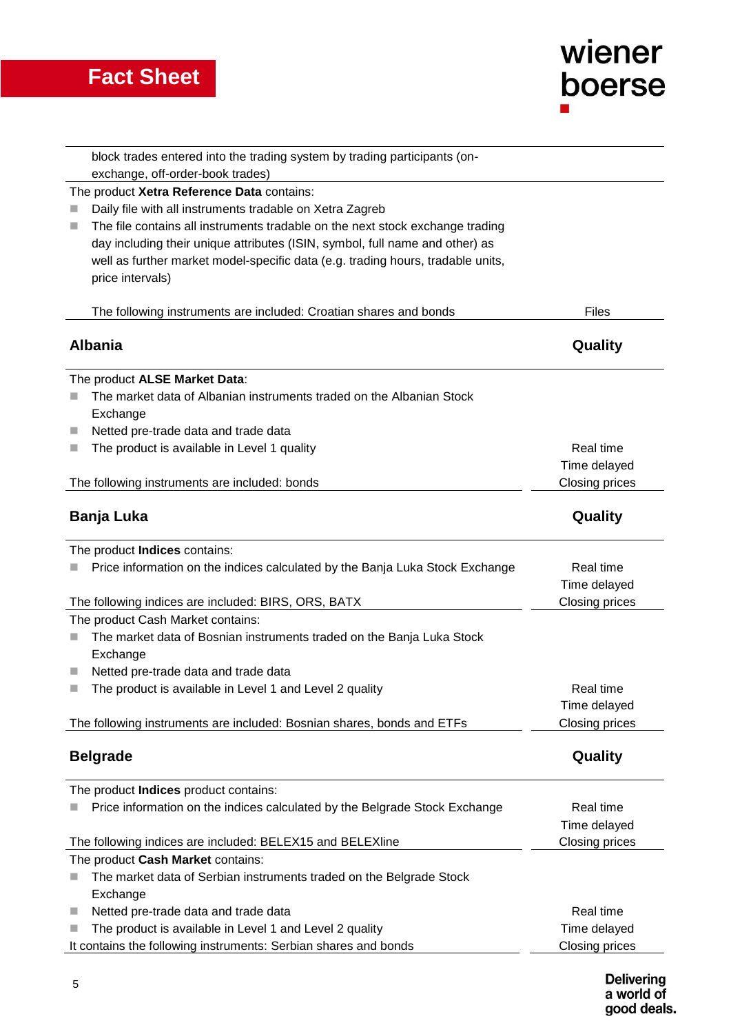block trades entered into the trading system by trading participants (on-exchange, off-order-book trades)

The product **Xetra Reference Data** contains:

- Daily file with all instruments tradable on Xetra Zagreb
- The file contains all instruments tradable on the next stock exchange trading day including their unique attributes (ISIN, symbol, full name and other) as well as further market model-specific data (e.g. trading hours, tradable units, price intervals)

The following instruments are included: Croatian shares and bonds — Files

| Albania | Quality |
| --- | --- |
| The product **ALSE Market Data**:<br>- The market data of Albanian instruments traded on the Albanian Stock Exchange<br>- Netted pre-trade data and trade data<br>- The product is available in Level 1 quality<br><br>The following instruments are included: bonds | Real time<br>Time delayed<br>Closing prices |

| Banja Luka | Quality |
| --- | --- |
| The product **Indices** contains:<br>- Price information on the indices calculated by the Banja Luka Stock Exchange<br><br>The following indices are included: BIRS, ORS, BATX | Real time<br>Time delayed<br>Closing prices |
| The product Cash Market contains:<br>- The market data of Bosnian instruments traded on the Banja Luka Stock Exchange<br>- Netted pre-trade data and trade data<br>- The product is available in Level 1 and Level 2 quality<br><br>The following instruments are included: Bosnian shares, bonds and ETFs | Real time<br>Time delayed<br>Closing prices |

| Belgrade | Quality |
| --- | --- |
| The product **Indices** product contains:<br>- Price information on the indices calculated by the Belgrade Stock Exchange<br><br>The following indices are included: BELEX15 and BELEXline | Real time<br>Time delayed<br>Closing prices |
| The product **Cash Market** contains:<br>- The market data of Serbian instruments traded on the Belgrade Stock Exchange<br>- Netted pre-trade data and trade data<br>- The product is available in Level 1 and Level 2 quality<br><br>It contains the following instruments: Serbian shares and bonds | Real time<br>Time delayed<br>Closing prices |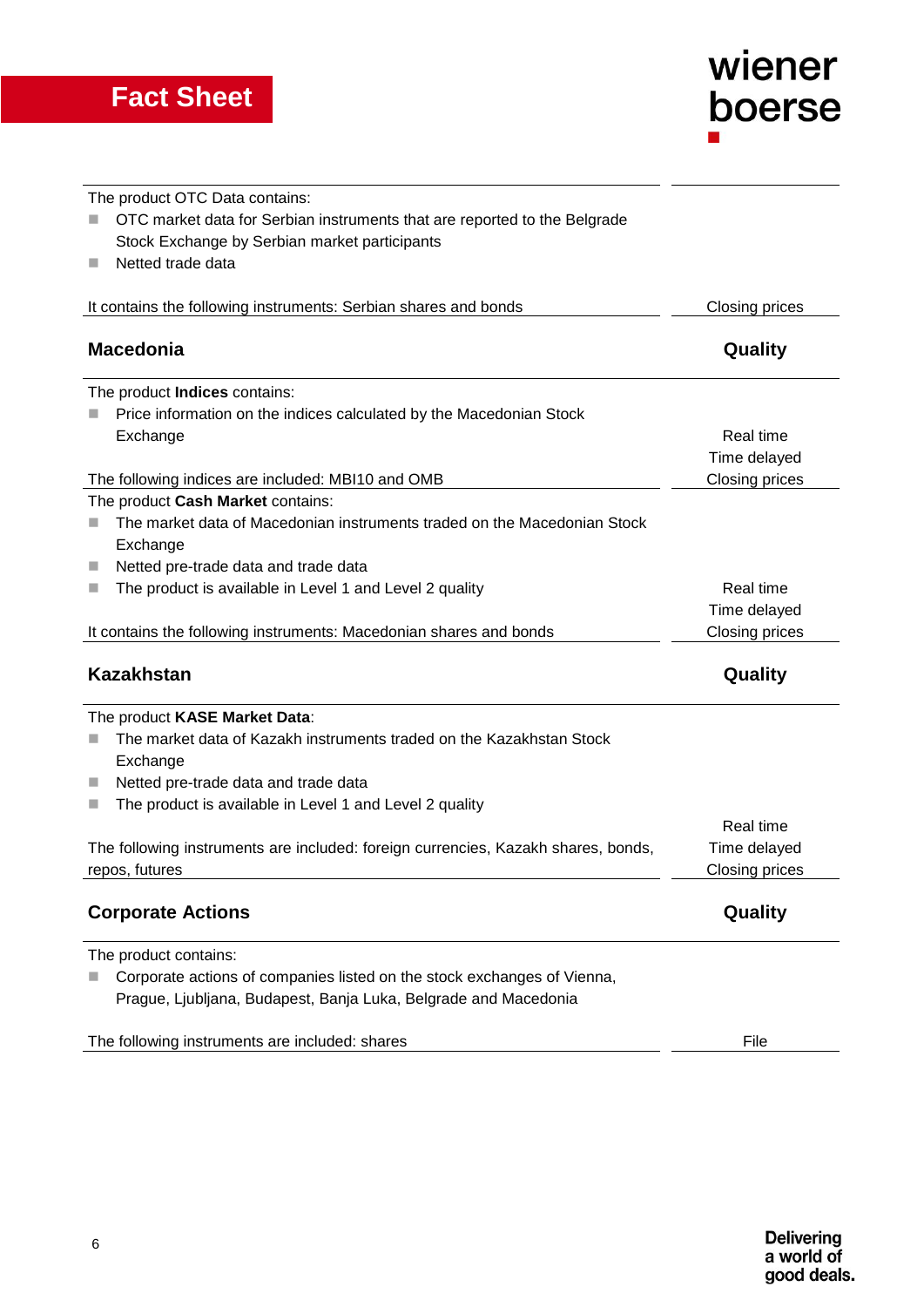| | |
|---|---|
| The product OTC Data contains:<br>- OTC market data for Serbian instruments that are reported to the Belgrade Stock Exchange by Serbian market participants<br>- Netted trade data<br><br>It contains the following instruments: Serbian shares and bonds | Closing prices |

| Macedonia | Quality |
|---|---|
| The product **Indices** contains:<br>- Price information on the indices calculated by the Macedonian Stock Exchange<br><br>The following indices are included: MBI10 and OMB | Real time<br>Time delayed<br>Closing prices |
| The product **Cash Market** contains:<br>- The market data of Macedonian instruments traded on the Macedonian Stock Exchange<br>- Netted pre-trade data and trade data<br>- The product is available in Level 1 and Level 2 quality<br><br>It contains the following instruments: Macedonian shares and bonds | Real time<br>Time delayed<br>Closing prices |

| Kazakhstan | Quality |
|---|---|
| The product **KASE Market Data**:<br>- The market data of Kazakh instruments traded on the Kazakhstan Stock Exchange<br>- Netted pre-trade data and trade data<br>- The product is available in Level 1 and Level 2 quality<br><br>The following instruments are included: foreign currencies, Kazakh shares, bonds, repos, futures | Real time<br>Time delayed<br>Closing prices |

| Corporate Actions | Quality |
|---|---|
| The product contains:<br>- Corporate actions of companies listed on the stock exchanges of Vienna, Prague, Ljubljana, Budapest, Banja Luka, Belgrade and Macedonia<br><br>The following instruments are included: shares | File |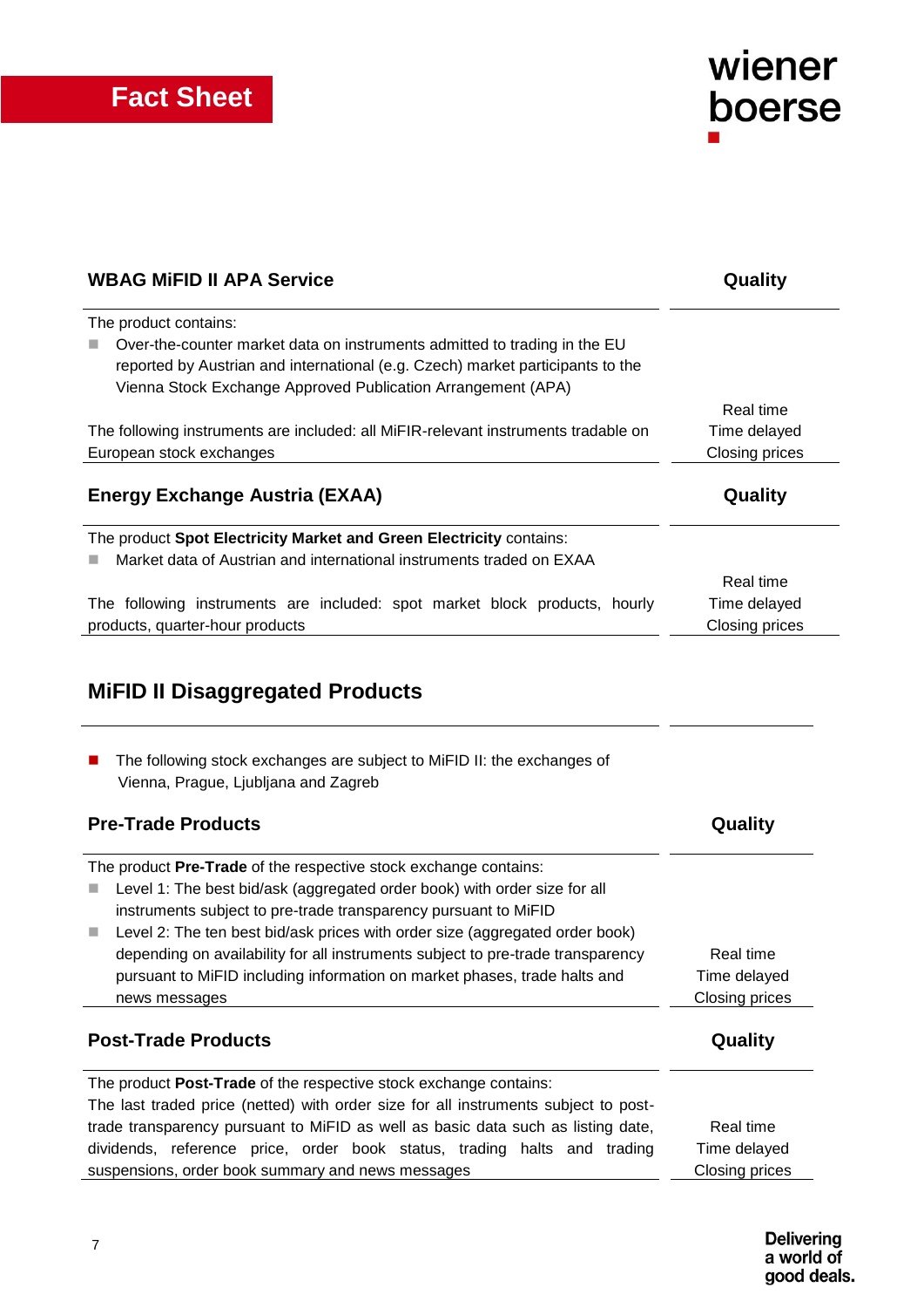Fact Sheet

| WBAG MiFID II APA Service | Quality |
|---|---|
| The product contains:<br>- Over-the-counter market data on instruments admitted to trading in the EU reported by Austrian and international (e.g. Czech) market participants to the Vienna Stock Exchange Approved Publication Arrangement (APA)<br><br>The following instruments are included: all MiFIR-relevant instruments tradable on European stock exchanges | Real time<br>Time delayed<br>Closing prices |

| Energy Exchange Austria (EXAA) | Quality |
|---|---|
| The product **Spot Electricity Market and Green Electricity** contains:<br>- Market data of Austrian and international instruments traded on EXAA<br><br>The following instruments are included: spot market block products, hourly products, quarter-hour products | Real time<br>Time delayed<br>Closing prices |

## MiFID II Disaggregated Products

- The following stock exchanges are subject to MiFID II: the exchanges of Vienna, Prague, Ljubljana and Zagreb

| Pre-Trade Products | Quality |
|---|---|
| The product **Pre-Trade** of the respective stock exchange contains:<br>- Level 1: The best bid/ask (aggregated order book) with order size for all instruments subject to pre-trade transparency pursuant to MiFID<br>- Level 2: The ten best bid/ask prices with order size (aggregated order book) depending on availability for all instruments subject to pre-trade transparency pursuant to MiFID including information on market phases, trade halts and news messages | Real time<br>Time delayed<br>Closing prices |

| Post-Trade Products | Quality |
|---|---|
| The product **Post-Trade** of the respective stock exchange contains:<br>The last traded price (netted) with order size for all instruments subject to post-trade transparency pursuant to MiFID as well as basic data such as listing date, dividends, reference price, order book status, trading halts and trading suspensions, order book summary and news messages | Real time<br>Time delayed<br>Closing prices |

Delivering a world of good deals.